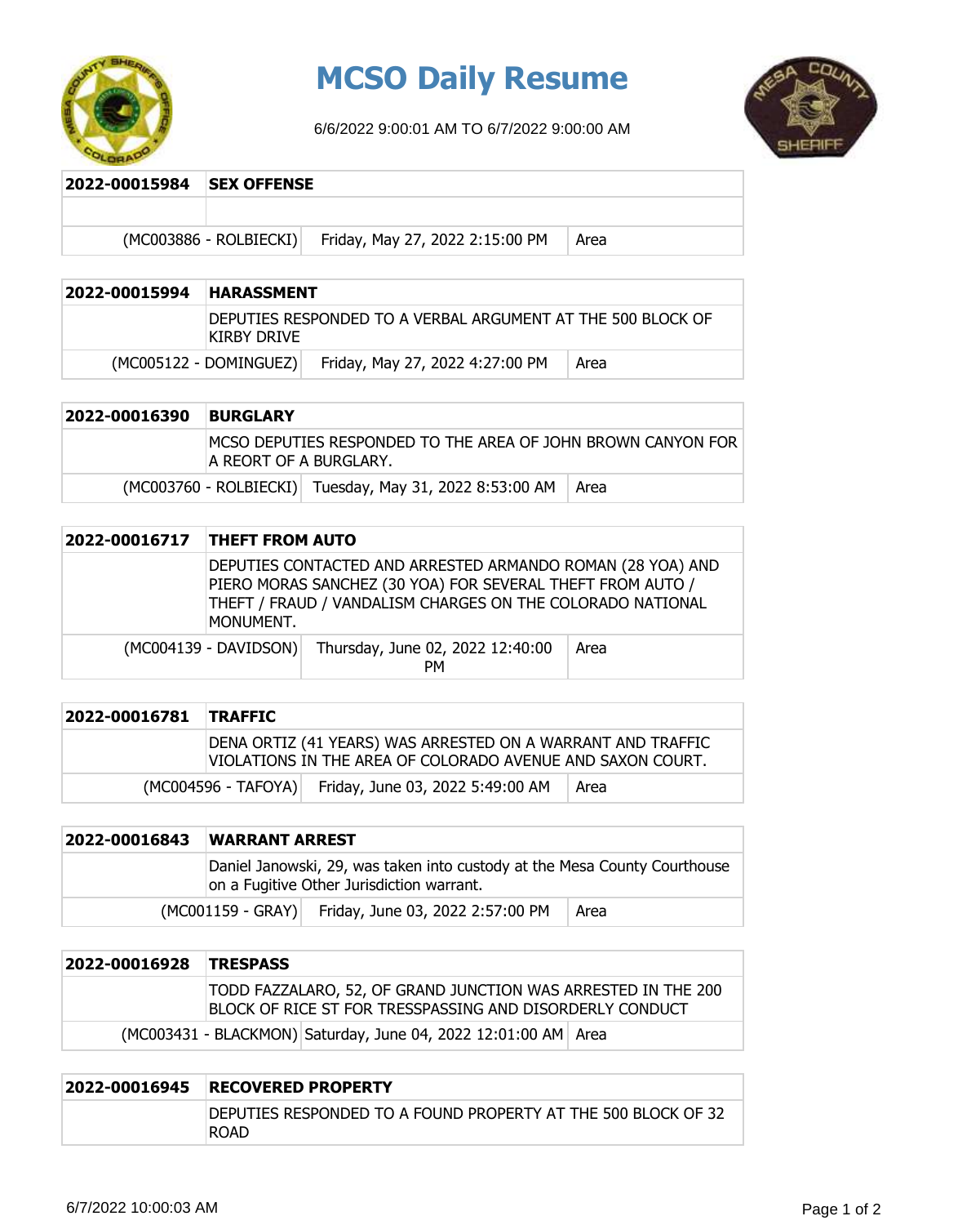# MCSO Daily Resume

6/6/2022 9:00:01 AM TO 6/7/2022 9:00:00 AM

| 2022-00015984 | SEX OFFENSE | |
|---|---|---|
| | | |
| (MC003886 - ROLBIECKI) | Friday, May 27, 2022 2:15:00 PM | Area |

| 2022-00015994 | HARASSMENT | |
|---|---|---|
| | DEPUTIES RESPONDED TO A VERBAL ARGUMENT AT THE 500 BLOCK OF KIRBY DRIVE | |
| (MC005122 - DOMINGUEZ) | Friday, May 27, 2022 4:27:00 PM | Area |

| 2022-00016390 | BURGLARY | |
|---|---|---|
| | MCSO DEPUTIES RESPONDED TO THE AREA OF JOHN BROWN CANYON FOR A REORT OF A BURGLARY. | |
| (MC003760 - ROLBIECKI) | Tuesday, May 31, 2022 8:53:00 AM | Area |

| 2022-00016717 | THEFT FROM AUTO | |
|---|---|---|
| | DEPUTIES CONTACTED AND ARRESTED ARMANDO ROMAN (28 YOA) AND PIERO MORAS SANCHEZ (30 YOA) FOR SEVERAL THEFT FROM AUTO / THEFT / FRAUD / VANDALISM CHARGES ON THE COLORADO NATIONAL MONUMENT. | |
| (MC004139 - DAVIDSON) | Thursday, June 02, 2022 12:40:00 PM | Area |

| 2022-00016781 | TRAFFIC | |
|---|---|---|
| | DENA ORTIZ (41 YEARS) WAS ARRESTED ON A WARRANT AND TRAFFIC VIOLATIONS IN THE AREA OF COLORADO AVENUE AND SAXON COURT. | |
| (MC004596 - TAFOYA) | Friday, June 03, 2022 5:49:00 AM | Area |

| 2022-00016843 | WARRANT ARREST | |
|---|---|---|
| | Daniel Janowski, 29, was taken into custody at the Mesa County Courthouse on a Fugitive Other Jurisdiction warrant. | |
| (MC001159 - GRAY) | Friday, June 03, 2022 2:57:00 PM | Area |

| 2022-00016928 | TRESPASS | |
|---|---|---|
| | TODD FAZZALARO, 52, OF GRAND JUNCTION WAS ARRESTED IN THE 200 BLOCK OF RICE ST FOR TRESSPASSING AND DISORDERLY CONDUCT | |
| (MC003431 - BLACKMON) | Saturday, June 04, 2022 12:01:00 AM | Area |

| 2022-00016945 | RECOVERED PROPERTY |
|---|---|
| | DEPUTIES RESPONDED TO A FOUND PROPERTY AT THE 500 BLOCK OF 32 ROAD |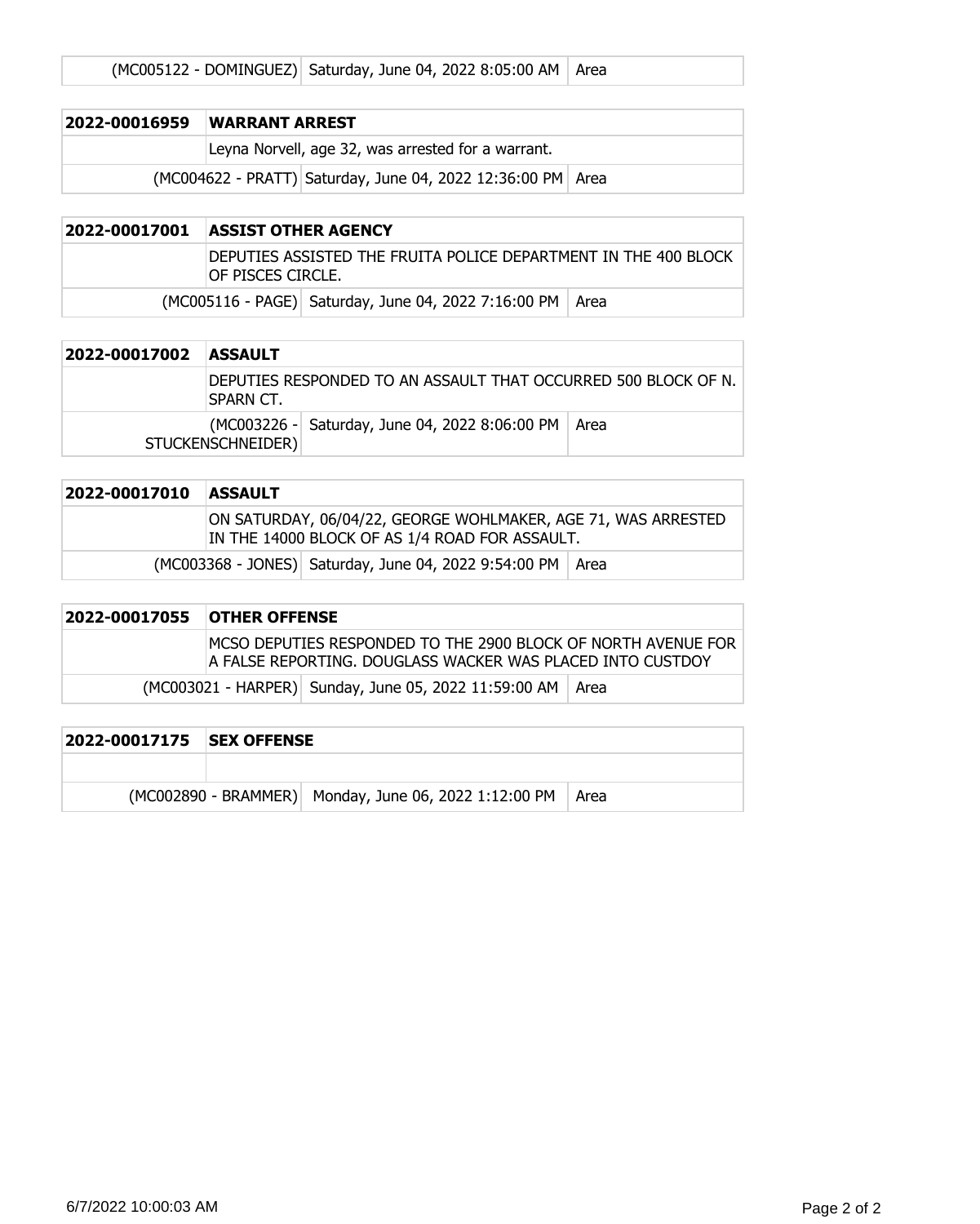| | | | |
|---|---|---|---|
| | (MC005122 - DOMINGUEZ) | Saturday, June 04, 2022 8:05:00 AM | Area |

| **2022-00016959** | **WARRANT ARREST** | | |
|---|---|---|---|
| | Leyna Norvell, age 32, was arrested for a warrant. | | |
| | (MC004622 - PRATT) | Saturday, June 04, 2022 12:36:00 PM | Area |

| **2022-00017001** | **ASSIST OTHER AGENCY** | | |
|---|---|---|---|
| | DEPUTIES ASSISTED THE FRUITA POLICE DEPARTMENT IN THE 400 BLOCK OF PISCES CIRCLE. | | |
| | (MC005116 - PAGE) | Saturday, June 04, 2022 7:16:00 PM | Area |

| **2022-00017002** | **ASSAULT** | | |
|---|---|---|---|
| | DEPUTIES RESPONDED TO AN ASSAULT THAT OCCURRED 500 BLOCK OF N. SPARN CT. | | |
| | (MC003226 - STUCKENSCHNEIDER) | Saturday, June 04, 2022 8:06:00 PM | Area |

| **2022-00017010** | **ASSAULT** | | |
|---|---|---|---|
| | ON SATURDAY, 06/04/22, GEORGE WOHLMAKER, AGE 71, WAS ARRESTED IN THE 14000 BLOCK OF AS 1/4 ROAD FOR ASSAULT. | | |
| | (MC003368 - JONES) | Saturday, June 04, 2022 9:54:00 PM | Area |

| **2022-00017055** | **OTHER OFFENSE** | | |
|---|---|---|---|
| | MCSO DEPUTIES RESPONDED TO THE 2900 BLOCK OF NORTH AVENUE FOR A FALSE REPORTING. DOUGLASS WACKER WAS PLACED INTO CUSTDOY | | |
| | (MC003021 - HARPER) | Sunday, June 05, 2022 11:59:00 AM | Area |

| **2022-00017175** | **SEX OFFENSE** | | |
|---|---|---|---|
| | | | |
| | (MC002890 - BRAMMER) | Monday, June 06, 2022 1:12:00 PM | Area |

6/7/2022 10:00:03 AM